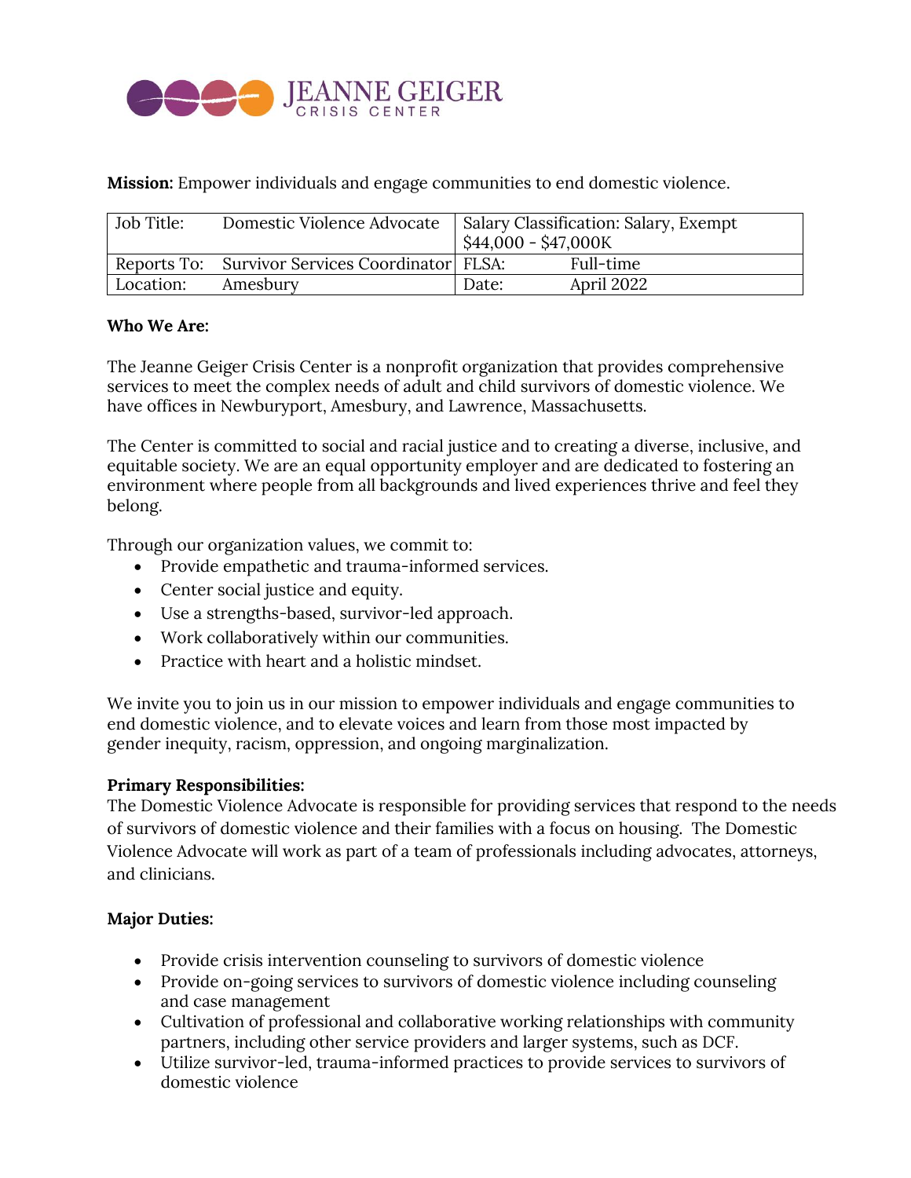JEANNE GEIGER
CRISIS CENTER

**Mission:** Empower individuals and engage communities to end domestic violence.

| Job Title: | Domestic Violence Advocate | Salary Classification: Salary, Exempt $44,000 - $47,000K | |
|---|---|---|---|
| Reports To: | Survivor Services Coordinator | FLSA: | Full-time |
| Location: | Amesbury | Date: | April 2022 |

**Who We Are:**

The Jeanne Geiger Crisis Center is a nonprofit organization that provides comprehensive services to meet the complex needs of adult and child survivors of domestic violence. We have offices in Newburyport, Amesbury, and Lawrence, Massachusetts.

The Center is committed to social and racial justice and to creating a diverse, inclusive, and equitable society. We are an equal opportunity employer and are dedicated to fostering an environment where people from all backgrounds and lived experiences thrive and feel they belong.

Through our organization values, we commit to:

- Provide empathetic and trauma-informed services.
- Center social justice and equity.
- Use a strengths-based, survivor-led approach.
- Work collaboratively within our communities.
- Practice with heart and a holistic mindset.

We invite you to join us in our mission to empower individuals and engage communities to end domestic violence, and to elevate voices and learn from those most impacted by gender inequity, racism, oppression, and ongoing marginalization.

**Primary Responsibilities:**
The Domestic Violence Advocate is responsible for providing services that respond to the needs of survivors of domestic violence and their families with a focus on housing. The Domestic Violence Advocate will work as part of a team of professionals including advocates, attorneys, and clinicians.

**Major Duties:**

- Provide crisis intervention counseling to survivors of domestic violence
- Provide on-going services to survivors of domestic violence including counseling and case management
- Cultivation of professional and collaborative working relationships with community partners, including other service providers and larger systems, such as DCF.
- Utilize survivor-led, trauma-informed practices to provide services to survivors of domestic violence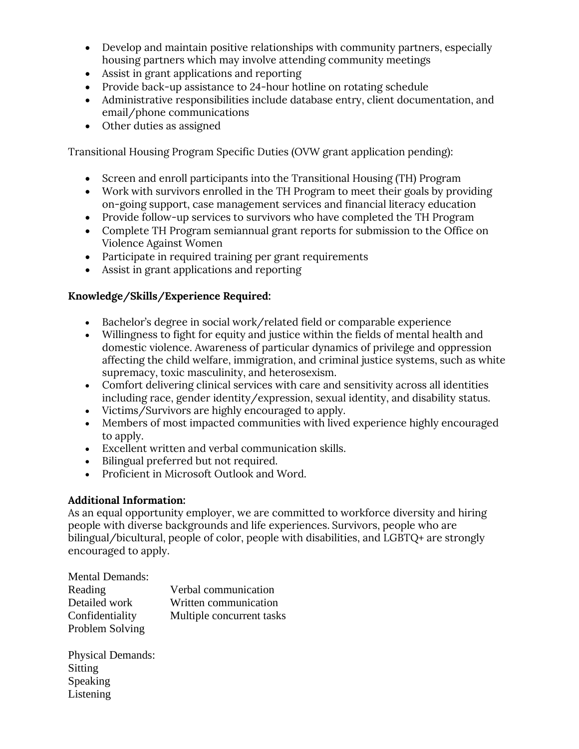- Develop and maintain positive relationships with community partners, especially housing partners which may involve attending community meetings
- Assist in grant applications and reporting
- Provide back-up assistance to 24-hour hotline on rotating schedule
- Administrative responsibilities include database entry, client documentation, and email/phone communications
- Other duties as assigned

Transitional Housing Program Specific Duties (OVW grant application pending):

- Screen and enroll participants into the Transitional Housing (TH) Program
- Work with survivors enrolled in the TH Program to meet their goals by providing on-going support, case management services and financial literacy education
- Provide follow-up services to survivors who have completed the TH Program
- Complete TH Program semiannual grant reports for submission to the Office on Violence Against Women
- Participate in required training per grant requirements
- Assist in grant applications and reporting

**Knowledge/Skills/Experience Required:**

- Bachelor's degree in social work/related field or comparable experience
- Willingness to fight for equity and justice within the fields of mental health and domestic violence. Awareness of particular dynamics of privilege and oppression affecting the child welfare, immigration, and criminal justice systems, such as white supremacy, toxic masculinity, and heterosexism.
- Comfort delivering clinical services with care and sensitivity across all identities including race, gender identity/expression, sexual identity, and disability status.
- Victims/Survivors are highly encouraged to apply.
- Members of most impacted communities with lived experience highly encouraged to apply.
- Excellent written and verbal communication skills.
- Bilingual preferred but not required.
- Proficient in Microsoft Outlook and Word.

**Additional Information:**
As an equal opportunity employer, we are committed to workforce diversity and hiring people with diverse backgrounds and life experiences. Survivors, people who are bilingual/bicultural, people of color, people with disabilities, and LGBTQ+ are strongly encouraged to apply.

Mental Demands:

| | |
|---|---|
| Reading | Verbal communication |
| Detailed work | Written communication |
| Confidentiality | Multiple concurrent tasks |
| Problem Solving | |

Physical Demands:
Sitting
Speaking
Listening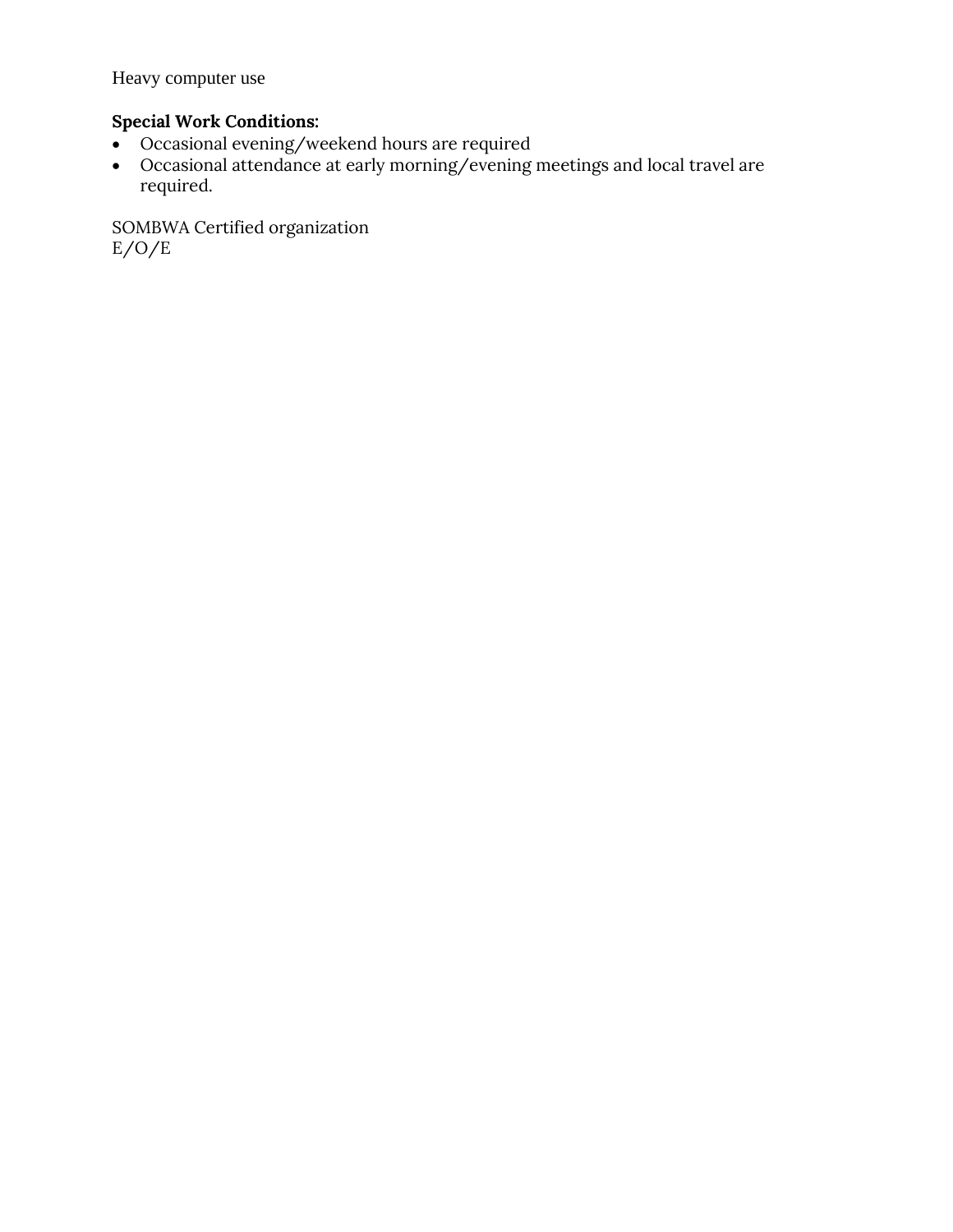Heavy computer use

**Special Work Conditions:**

- Occasional evening/weekend hours are required
- Occasional attendance at early morning/evening meetings and local travel are required.

SOMBWA Certified organization
E/O/E